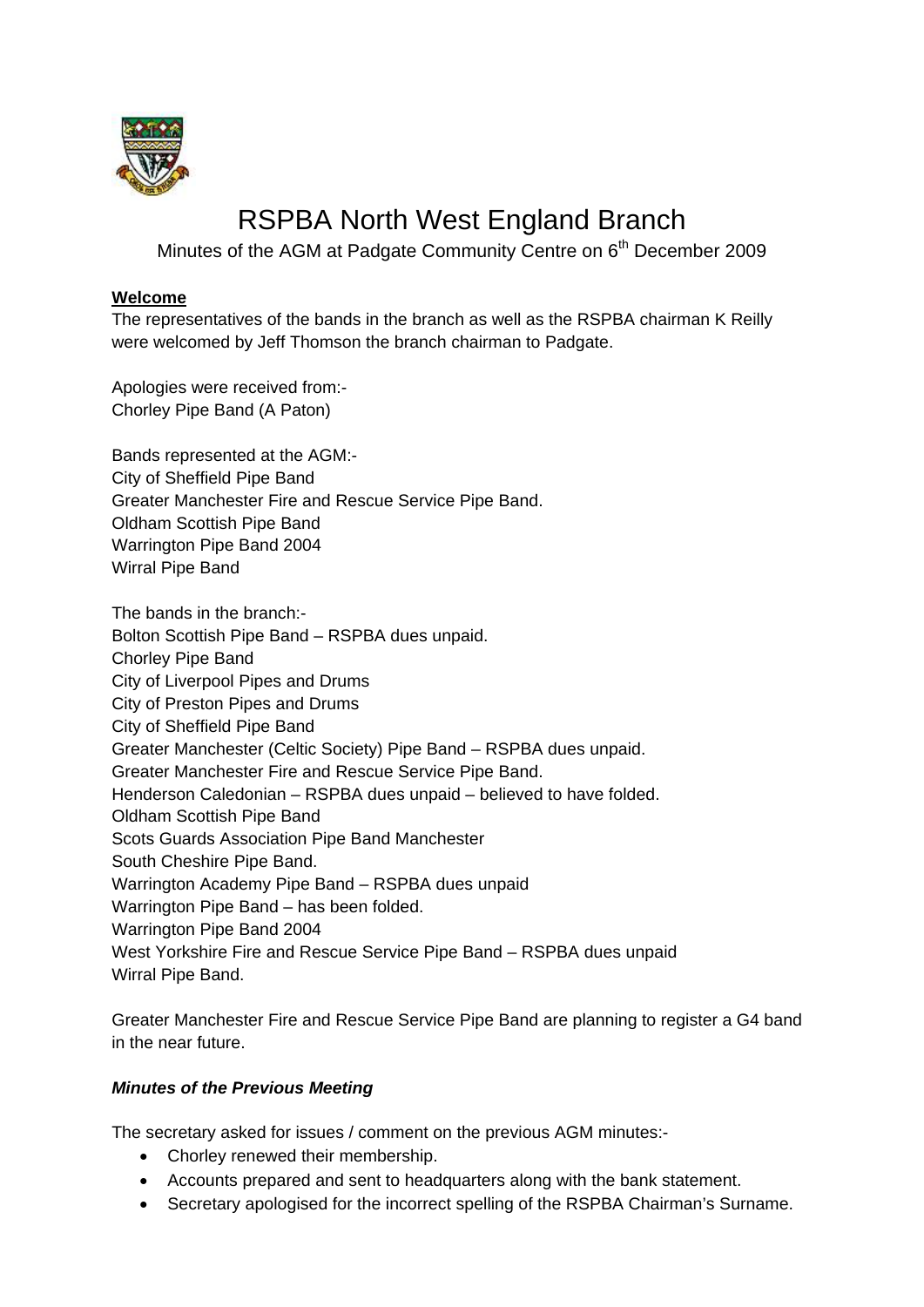# RSPBA North West England Branch

Minutes of the AGM at Padgate Community Centre on 6th December 2009

**Welcome**

The representatives of the bands in the branch as well as the RSPBA chairman K Reilly were welcomed by Jeff Thomson the branch chairman to Padgate.

Apologies were received from:-
Chorley Pipe Band (A Paton)

Bands represented at the AGM:-
City of Sheffield Pipe Band
Greater Manchester Fire and Rescue Service Pipe Band.
Oldham Scottish Pipe Band
Warrington Pipe Band 2004
Wirral Pipe Band

The bands in the branch:-
Bolton Scottish Pipe Band – RSPBA dues unpaid.
Chorley Pipe Band
City of Liverpool Pipes and Drums
City of Preston Pipes and Drums
City of Sheffield Pipe Band
Greater Manchester (Celtic Society) Pipe Band – RSPBA dues unpaid.
Greater Manchester Fire and Rescue Service Pipe Band.
Henderson Caledonian – RSPBA dues unpaid – believed to have folded.
Oldham Scottish Pipe Band
Scots Guards Association Pipe Band Manchester
South Cheshire Pipe Band.
Warrington Academy Pipe Band – RSPBA dues unpaid
Warrington Pipe Band – has been folded.
Warrington Pipe Band 2004
West Yorkshire Fire and Rescue Service Pipe Band – RSPBA dues unpaid
Wirral Pipe Band.

Greater Manchester Fire and Rescue Service Pipe Band are planning to register a G4 band in the near future.

***Minutes of the Previous Meeting***

The secretary asked for issues / comment on the previous AGM minutes:-

- Chorley renewed their membership.
- Accounts prepared and sent to headquarters along with the bank statement.
- Secretary apologised for the incorrect spelling of the RSPBA Chairman's Surname.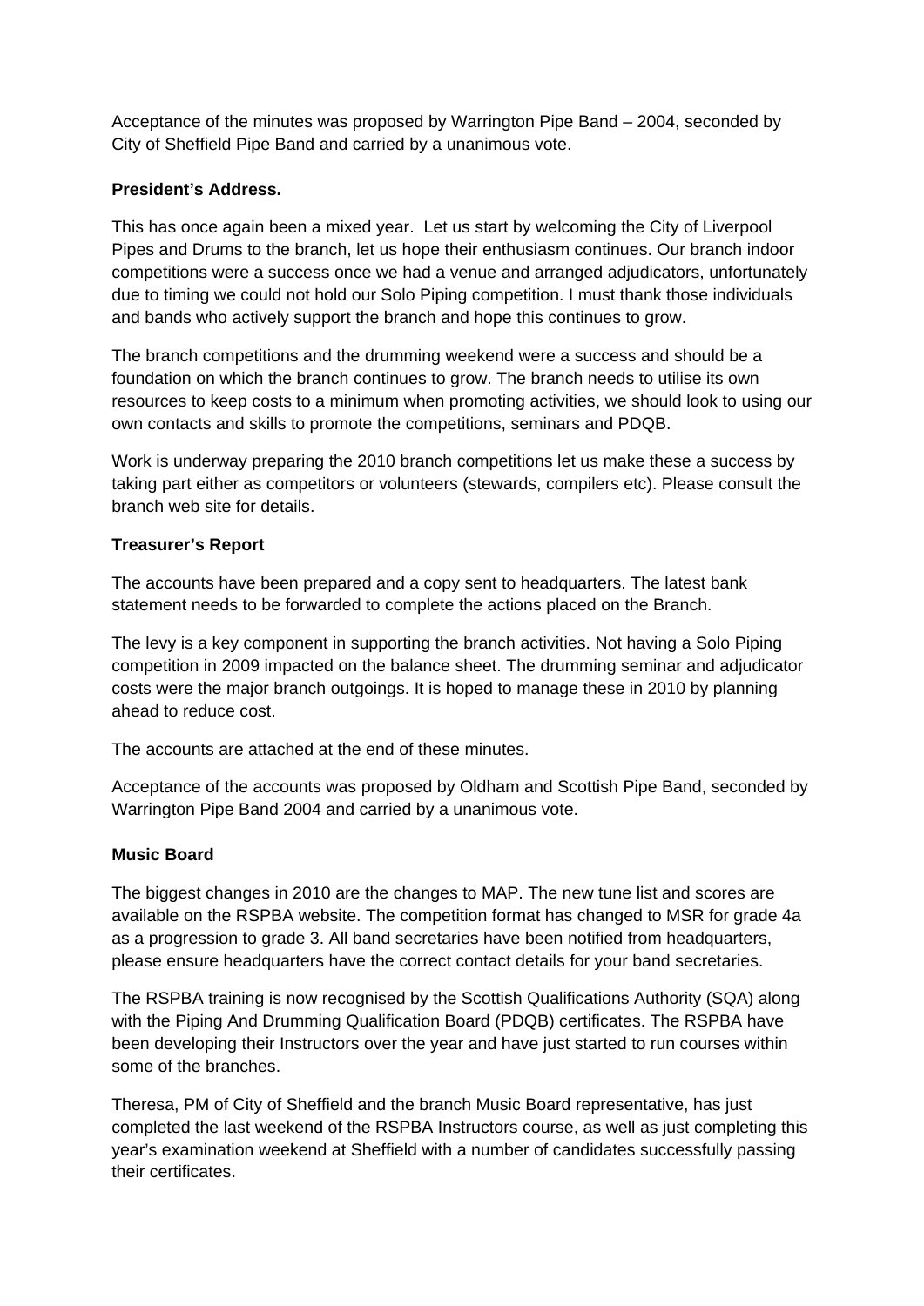Acceptance of the minutes was proposed by Warrington Pipe Band – 2004, seconded by City of Sheffield Pipe Band and carried by a unanimous vote.

**President's Address.**

This has once again been a mixed year. Let us start by welcoming the City of Liverpool Pipes and Drums to the branch, let us hope their enthusiasm continues. Our branch indoor competitions were a success once we had a venue and arranged adjudicators, unfortunately due to timing we could not hold our Solo Piping competition. I must thank those individuals and bands who actively support the branch and hope this continues to grow.

The branch competitions and the drumming weekend were a success and should be a foundation on which the branch continues to grow. The branch needs to utilise its own resources to keep costs to a minimum when promoting activities, we should look to using our own contacts and skills to promote the competitions, seminars and PDQB.

Work is underway preparing the 2010 branch competitions let us make these a success by taking part either as competitors or volunteers (stewards, compilers etc). Please consult the branch web site for details.

**Treasurer's Report**

The accounts have been prepared and a copy sent to headquarters. The latest bank statement needs to be forwarded to complete the actions placed on the Branch.

The levy is a key component in supporting the branch activities. Not having a Solo Piping competition in 2009 impacted on the balance sheet. The drumming seminar and adjudicator costs were the major branch outgoings. It is hoped to manage these in 2010 by planning ahead to reduce cost.

The accounts are attached at the end of these minutes.

Acceptance of the accounts was proposed by Oldham and Scottish Pipe Band, seconded by Warrington Pipe Band 2004 and carried by a unanimous vote.

**Music Board**

The biggest changes in 2010 are the changes to MAP. The new tune list and scores are available on the RSPBA website. The competition format has changed to MSR for grade 4a as a progression to grade 3. All band secretaries have been notified from headquarters, please ensure headquarters have the correct contact details for your band secretaries.

The RSPBA training is now recognised by the Scottish Qualifications Authority (SQA) along with the Piping And Drumming Qualification Board (PDQB) certificates. The RSPBA have been developing their Instructors over the year and have just started to run courses within some of the branches.

Theresa, PM of City of Sheffield and the branch Music Board representative, has just completed the last weekend of the RSPBA Instructors course, as well as just completing this year's examination weekend at Sheffield with a number of candidates successfully passing their certificates.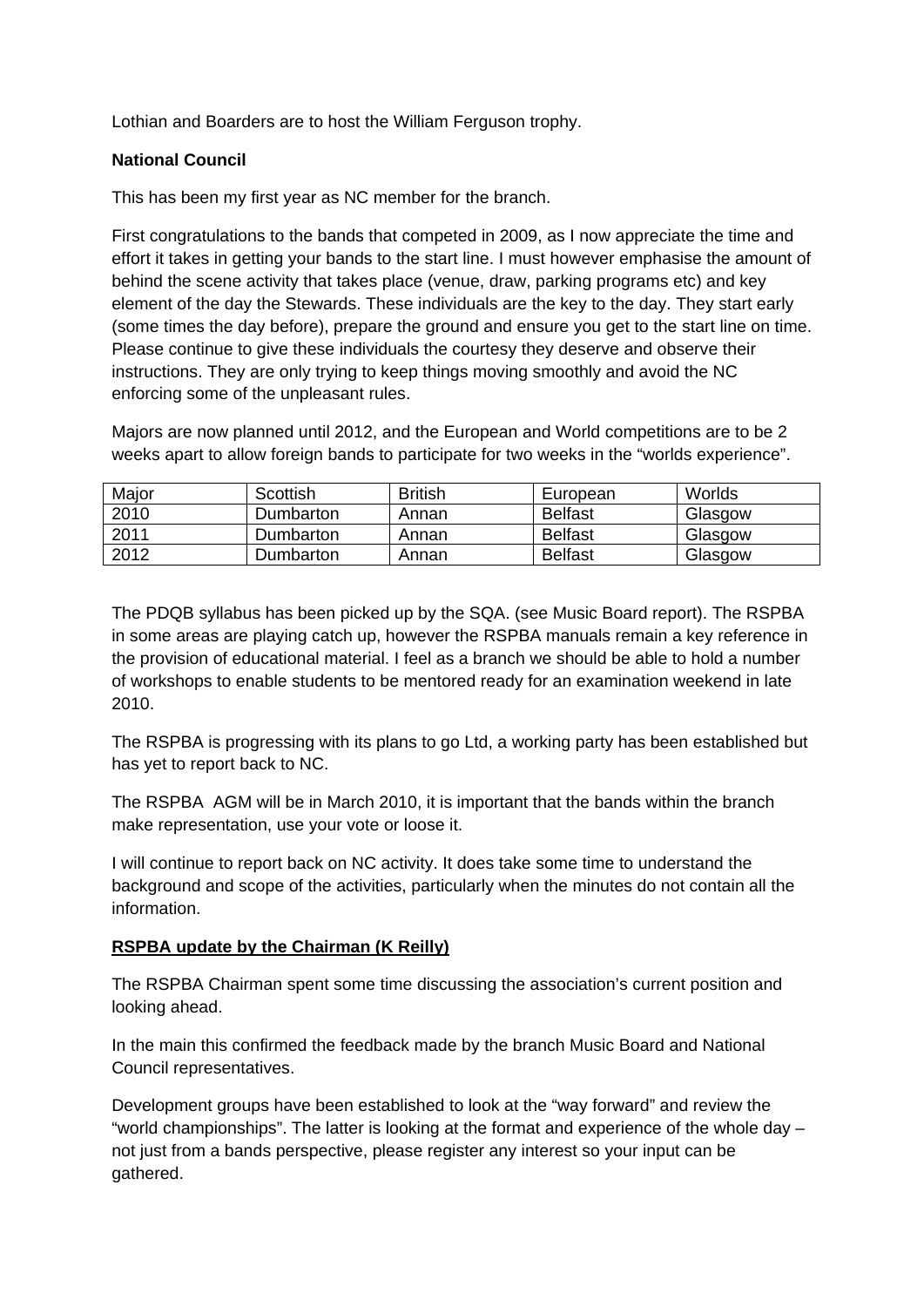Lothian and Boarders are to host the William Ferguson trophy.

**National Council**

This has been my first year as NC member for the branch.

First congratulations to the bands that competed in 2009, as I now appreciate the time and effort it takes in getting your bands to the start line. I must however emphasise the amount of behind the scene activity that takes place (venue, draw, parking programs etc) and key element of the day the Stewards. These individuals are the key to the day. They start early (some times the day before), prepare the ground and ensure you get to the start line on time. Please continue to give these individuals the courtesy they deserve and observe their instructions. They are only trying to keep things moving smoothly and avoid the NC enforcing some of the unpleasant rules.

Majors are now planned until 2012, and the European and World competitions are to be 2 weeks apart to allow foreign bands to participate for two weeks in the "worlds experience".

| Major | Scottish | British | European | Worlds |
|---|---|---|---|---|
| 2010 | Dumbarton | Annan | Belfast | Glasgow |
| 2011 | Dumbarton | Annan | Belfast | Glasgow |
| 2012 | Dumbarton | Annan | Belfast | Glasgow |

The PDQB syllabus has been picked up by the SQA. (see Music Board report). The RSPBA in some areas are playing catch up, however the RSPBA manuals remain a key reference in the provision of educational material. I feel as a branch we should be able to hold a number of workshops to enable students to be mentored ready for an examination weekend in late 2010.

The RSPBA is progressing with its plans to go Ltd, a working party has been established but has yet to report back to NC.

The RSPBA AGM will be in March 2010, it is important that the bands within the branch make representation, use your vote or loose it.

I will continue to report back on NC activity. It does take some time to understand the background and scope of the activities, particularly when the minutes do not contain all the information.

**RSPBA update by the Chairman (K Reilly)**

The RSPBA Chairman spent some time discussing the association's current position and looking ahead.

In the main this confirmed the feedback made by the branch Music Board and National Council representatives.

Development groups have been established to look at the "way forward" and review the "world championships". The latter is looking at the format and experience of the whole day – not just from a bands perspective, please register any interest so your input can be gathered.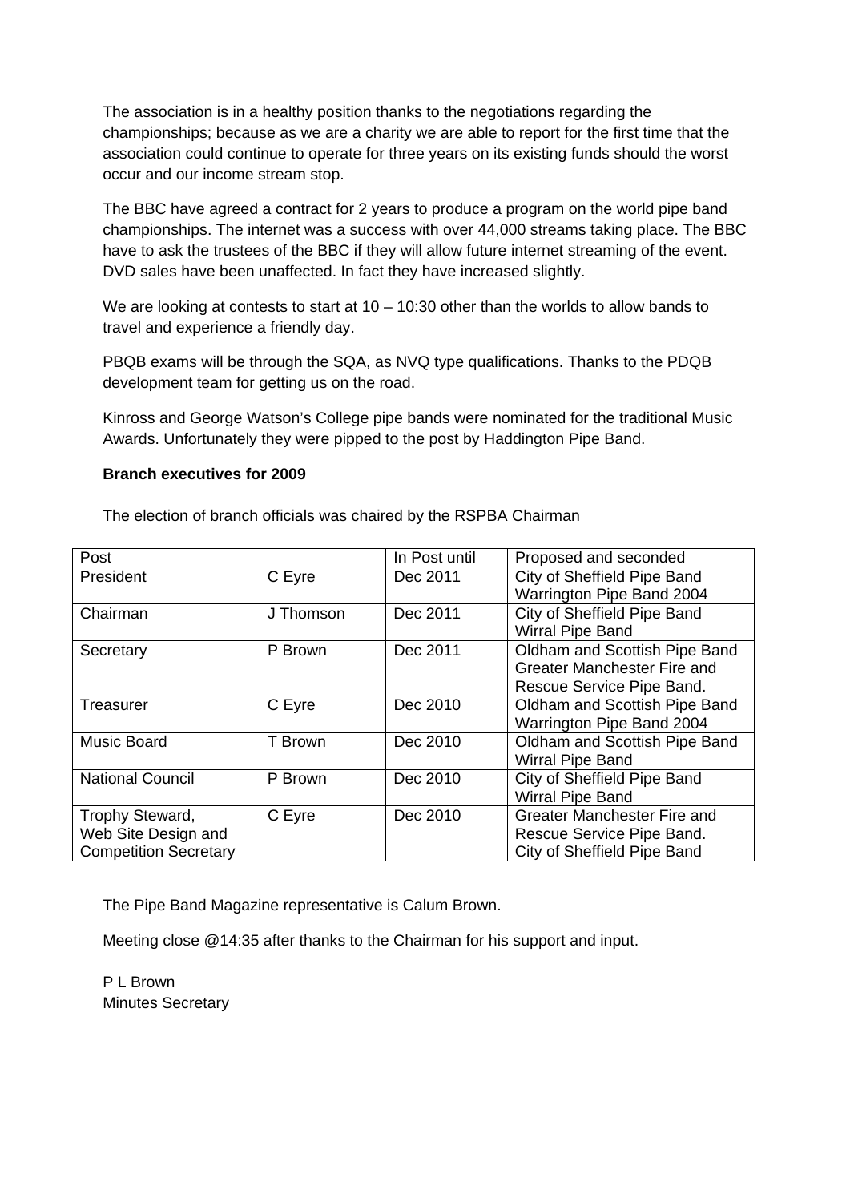The association is in a healthy position thanks to the negotiations regarding the championships; because as we are a charity we are able to report for the first time that the association could continue to operate for three years on its existing funds should the worst occur and our income stream stop.

The BBC have agreed a contract for 2 years to produce a program on the world pipe band championships. The internet was a success with over 44,000 streams taking place. The BBC have to ask the trustees of the BBC if they will allow future internet streaming of the event. DVD sales have been unaffected. In fact they have increased slightly.

We are looking at contests to start at 10 – 10:30 other than the worlds to allow bands to travel and experience a friendly day.

PBQB exams will be through the SQA, as NVQ type qualifications. Thanks to the PDQB development team for getting us on the road.

Kinross and George Watson's College pipe bands were nominated for the traditional Music Awards. Unfortunately they were pipped to the post by Haddington Pipe Band.

**Branch executives for 2009**

The election of branch officials was chaired by the RSPBA Chairman

| Post | | In Post until | Proposed and seconded |
|---|---|---|---|
| President | C Eyre | Dec 2011 | City of Sheffield Pipe Band<br>Warrington Pipe Band 2004 |
| Chairman | J Thomson | Dec 2011 | City of Sheffield Pipe Band<br>Wirral Pipe Band |
| Secretary | P Brown | Dec 2011 | Oldham and Scottish Pipe Band<br>Greater Manchester Fire and Rescue Service Pipe Band. |
| Treasurer | C Eyre | Dec 2010 | Oldham and Scottish Pipe Band<br>Warrington Pipe Band 2004 |
| Music Board | T Brown | Dec 2010 | Oldham and Scottish Pipe Band<br>Wirral Pipe Band |
| National Council | P Brown | Dec 2010 | City of Sheffield Pipe Band<br>Wirral Pipe Band |
| Trophy Steward, Web Site Design and Competition Secretary | C Eyre | Dec 2010 | Greater Manchester Fire and Rescue Service Pipe Band.<br>City of Sheffield Pipe Band |

The Pipe Band Magazine representative is Calum Brown.

Meeting close @14:35 after thanks to the Chairman for his support and input.

P L Brown
Minutes Secretary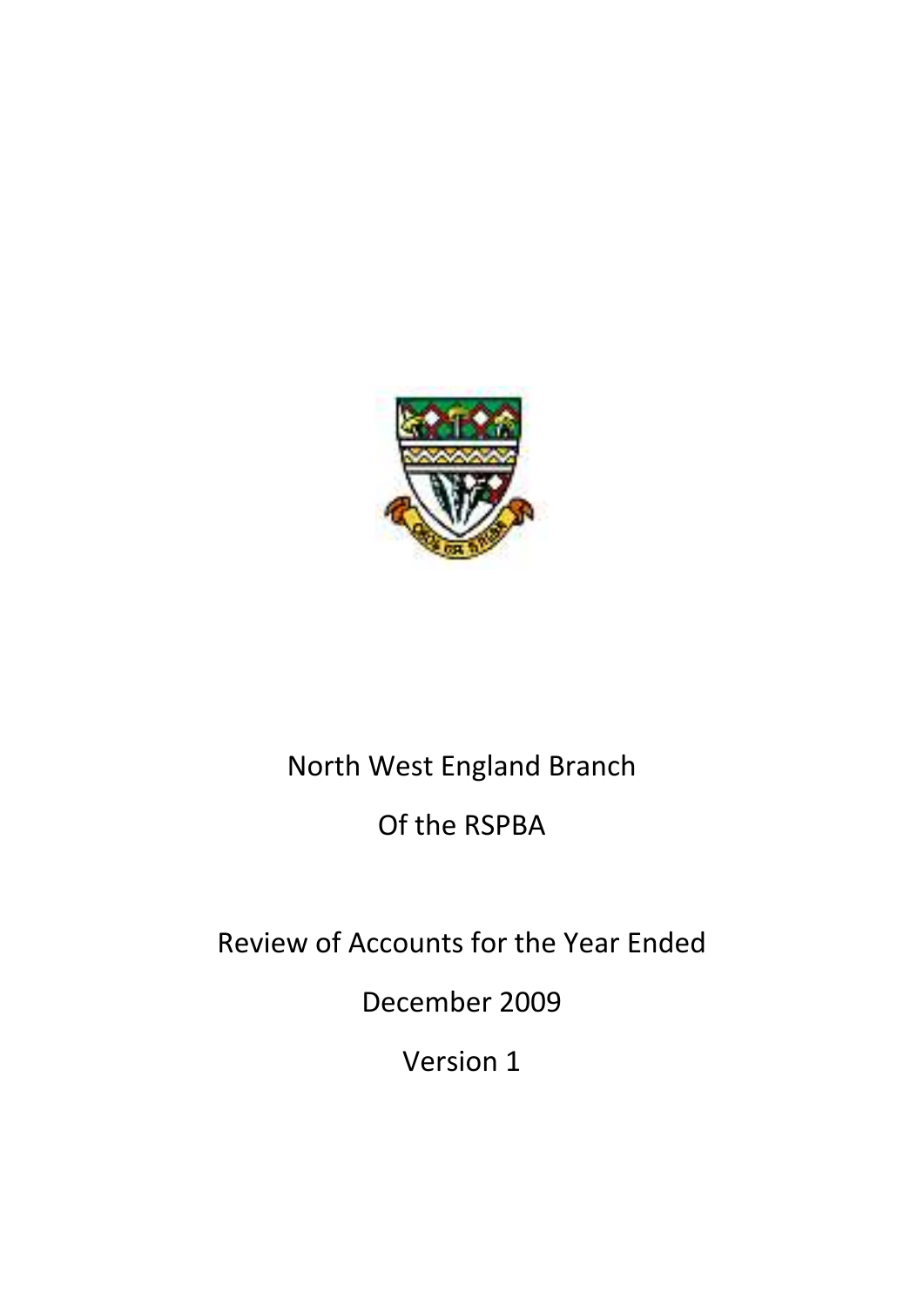North West England Branch

Of the RSPBA

Review of Accounts for the Year Ended

December 2009

Version 1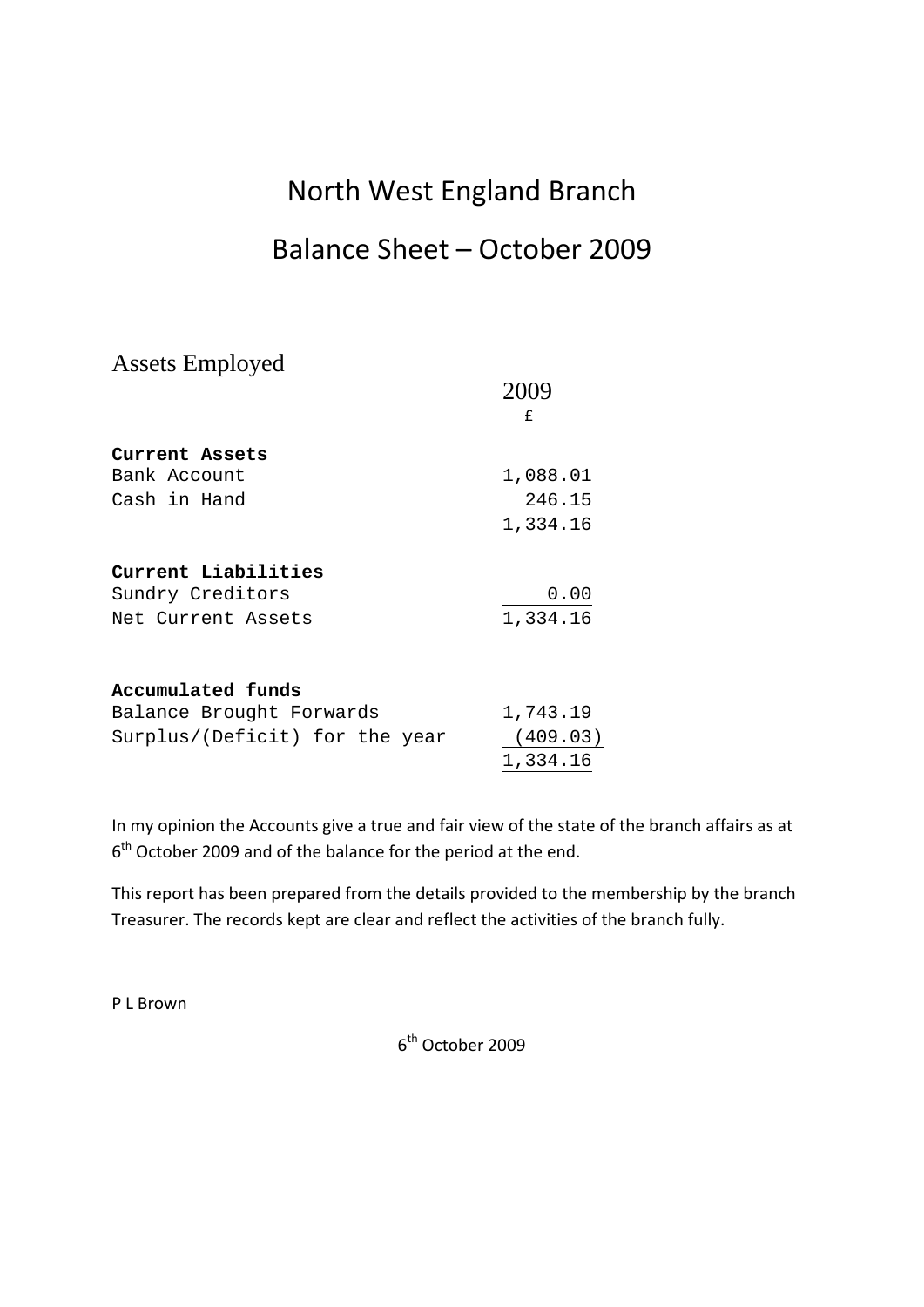# North West England Branch

# Balance Sheet – October 2009

## Assets Employed

| | 2009 |
|---|---|
| | £ |
| **Current Assets** | |
| Bank Account | 1,088.01 |
| Cash in Hand | 246.15 |
| | 1,334.16 |
| **Current Liabilities** | |
| Sundry Creditors | 0.00 |
| Net Current Assets | 1,334.16 |
| **Accumulated funds** | |
| Balance Brought Forwards | 1,743.19 |
| Surplus/(Deficit) for the year | (409.03) |
| | 1,334.16 |

In my opinion the Accounts give a true and fair view of the state of the branch affairs as at 6th October 2009 and of the balance for the period at the end.

This report has been prepared from the details provided to the membership by the branch Treasurer. The records kept are clear and reflect the activities of the branch fully.

P L Brown

6th October 2009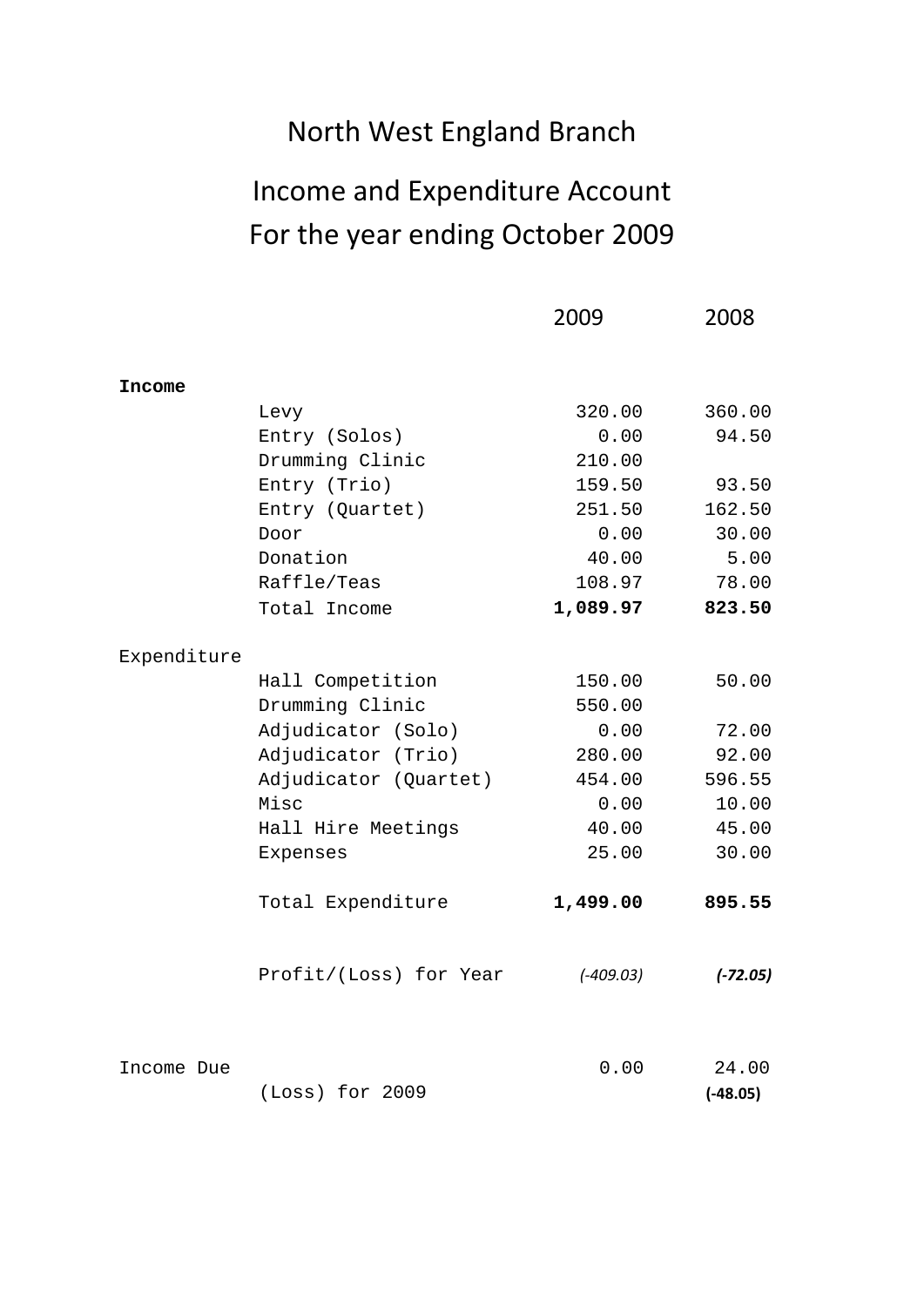# North West England Branch

## Income and Expenditure Account
## For the year ending October 2009

| | | 2009 | 2008 |
|---|---|---|---|
| **Income** | | | |
| | Levy | 320.00 | 360.00 |
| | Entry (Solos) | 0.00 | 94.50 |
| | Drumming Clinic | 210.00 | |
| | Entry (Trio) | 159.50 | 93.50 |
| | Entry (Quartet) | 251.50 | 162.50 |
| | Door | 0.00 | 30.00 |
| | Donation | 40.00 | 5.00 |
| | Raffle/Teas | 108.97 | 78.00 |
| | Total Income | **1,089.97** | **823.50** |
| Expenditure | | | |
| | Hall Competition | 150.00 | 50.00 |
| | Drumming Clinic | 550.00 | |
| | Adjudicator (Solo) | 0.00 | 72.00 |
| | Adjudicator (Trio) | 280.00 | 92.00 |
| | Adjudicator (Quartet) | 454.00 | 596.55 |
| | Misc | 0.00 | 10.00 |
| | Hall Hire Meetings | 40.00 | 45.00 |
| | Expenses | 25.00 | 30.00 |
| | Total Expenditure | **1,499.00** | **895.55** |
| | Profit/(Loss) for Year | *(-409.03)* | ***(-72.05)*** |
| Income Due | | 0.00 | 24.00 |
| | (Loss) for 2009 | | **(-48.05)** |